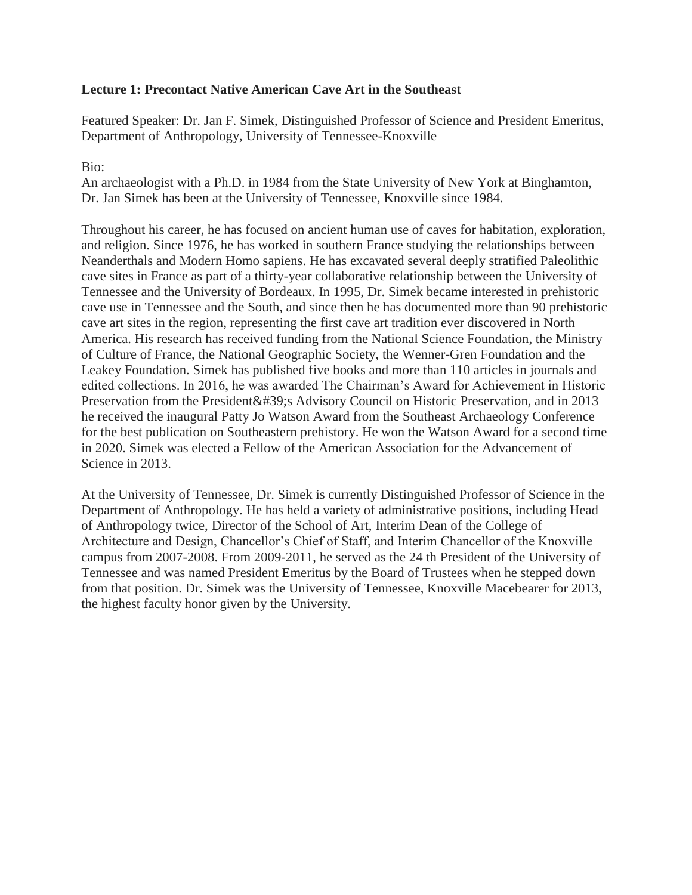**Lecture 1: Precontact Native American Cave Art in the Southeast**

Featured Speaker: Dr. Jan F. Simek, Distinguished Professor of Science and President Emeritus, Department of Anthropology, University of Tennessee-Knoxville

Bio:
An archaeologist with a Ph.D. in 1984 from the State University of New York at Binghamton, Dr. Jan Simek has been at the University of Tennessee, Knoxville since 1984.

Throughout his career, he has focused on ancient human use of caves for habitation, exploration, and religion. Since 1976, he has worked in southern France studying the relationships between Neanderthals and Modern Homo sapiens. He has excavated several deeply stratified Paleolithic cave sites in France as part of a thirty-year collaborative relationship between the University of Tennessee and the University of Bordeaux. In 1995, Dr. Simek became interested in prehistoric cave use in Tennessee and the South, and since then he has documented more than 90 prehistoric cave art sites in the region, representing the first cave art tradition ever discovered in North America. His research has received funding from the National Science Foundation, the Ministry of Culture of France, the National Geographic Society, the Wenner-Gren Foundation and the Leakey Foundation. Simek has published five books and more than 110 articles in journals and edited collections. In 2016, he was awarded The Chairman's Award for Achievement in Historic Preservation from the President&#39;s Advisory Council on Historic Preservation, and in 2013 he received the inaugural Patty Jo Watson Award from the Southeast Archaeology Conference for the best publication on Southeastern prehistory. He won the Watson Award for a second time in 2020. Simek was elected a Fellow of the American Association for the Advancement of Science in 2013.

At the University of Tennessee, Dr. Simek is currently Distinguished Professor of Science in the Department of Anthropology. He has held a variety of administrative positions, including Head of Anthropology twice, Director of the School of Art, Interim Dean of the College of Architecture and Design, Chancellor's Chief of Staff, and Interim Chancellor of the Knoxville campus from 2007-2008. From 2009-2011, he served as the 24 th President of the University of Tennessee and was named President Emeritus by the Board of Trustees when he stepped down from that position. Dr. Simek was the University of Tennessee, Knoxville Macebearer for 2013, the highest faculty honor given by the University.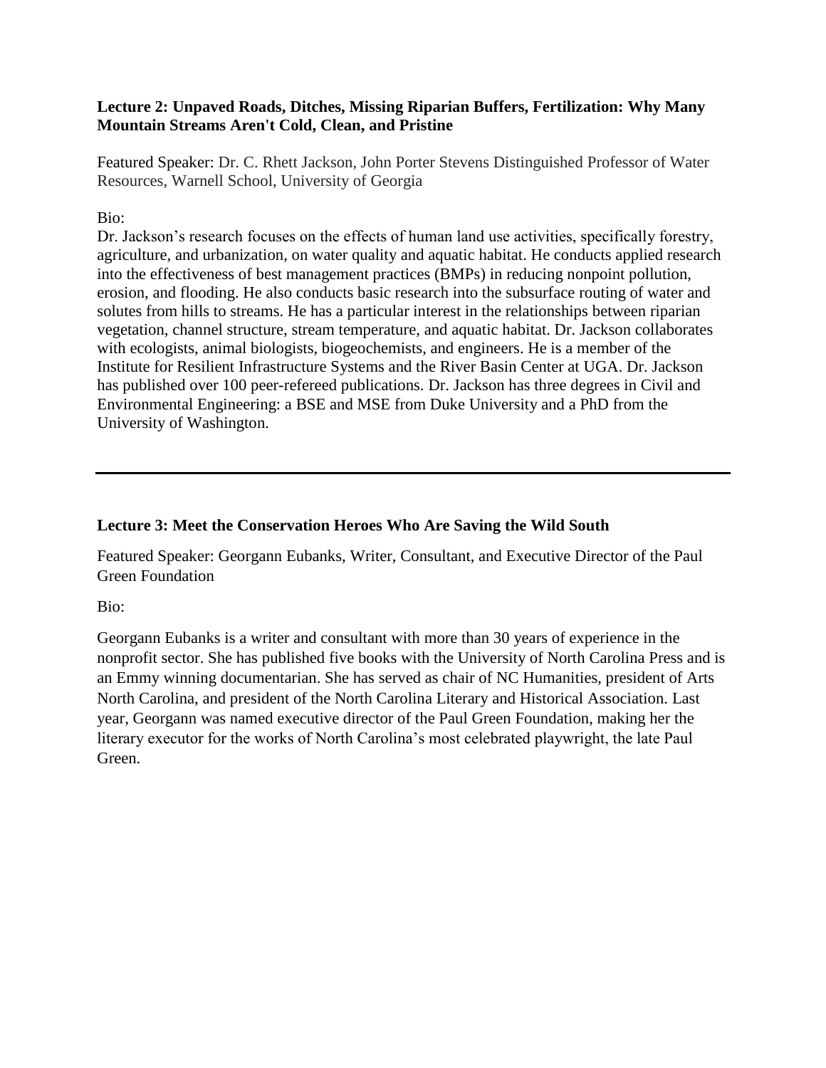### Lecture 2: Unpaved Roads, Ditches, Missing Riparian Buffers, Fertilization: Why Many Mountain Streams Aren't Cold, Clean, and Pristine

Featured Speaker: Dr. C. Rhett Jackson, John Porter Stevens Distinguished Professor of Water Resources, Warnell School, University of Georgia

Bio:

Dr. Jackson's research focuses on the effects of human land use activities, specifically forestry, agriculture, and urbanization, on water quality and aquatic habitat. He conducts applied research into the effectiveness of best management practices (BMPs) in reducing nonpoint pollution, erosion, and flooding. He also conducts basic research into the subsurface routing of water and solutes from hills to streams. He has a particular interest in the relationships between riparian vegetation, channel structure, stream temperature, and aquatic habitat. Dr. Jackson collaborates with ecologists, animal biologists, biogeochemists, and engineers. He is a member of the Institute for Resilient Infrastructure Systems and the River Basin Center at UGA. Dr. Jackson has published over 100 peer-refereed publications. Dr. Jackson has three degrees in Civil and Environmental Engineering: a BSE and MSE from Duke University and a PhD from the University of Washington.

---

### Lecture 3: Meet the Conservation Heroes Who Are Saving the Wild South

Featured Speaker: Georgann Eubanks, Writer, Consultant, and Executive Director of the Paul Green Foundation

Bio:

Georgann Eubanks is a writer and consultant with more than 30 years of experience in the nonprofit sector. She has published five books with the University of North Carolina Press and is an Emmy winning documentarian. She has served as chair of NC Humanities, president of Arts North Carolina, and president of the North Carolina Literary and Historical Association. Last year, Georgann was named executive director of the Paul Green Foundation, making her the literary executor for the works of North Carolina's most celebrated playwright, the late Paul Green.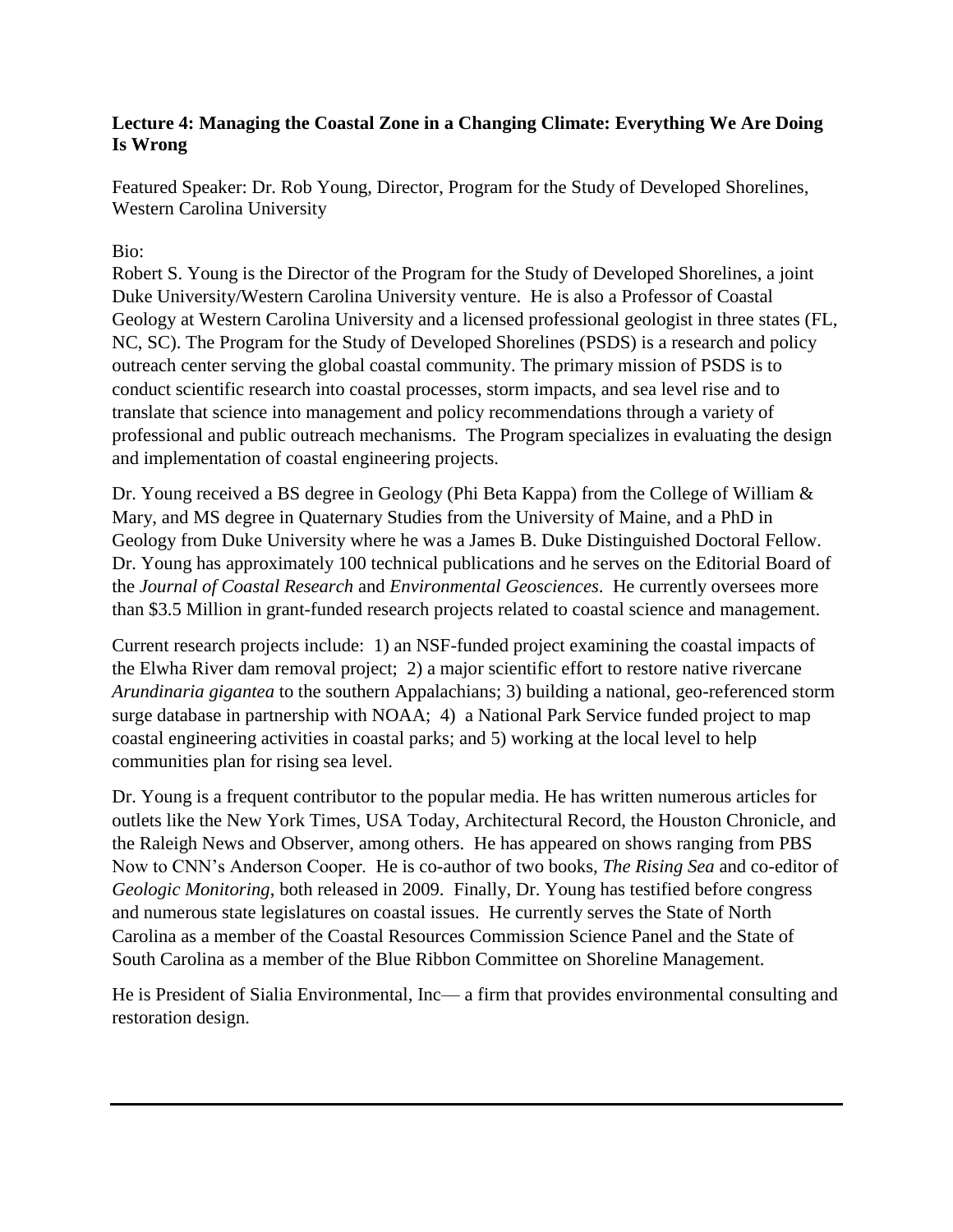**Lecture 4: Managing the Coastal Zone in a Changing Climate: Everything We Are Doing Is Wrong**

Featured Speaker: Dr. Rob Young, Director, Program for the Study of Developed Shorelines, Western Carolina University

Bio:

Robert S. Young is the Director of the Program for the Study of Developed Shorelines, a joint Duke University/Western Carolina University venture. He is also a Professor of Coastal Geology at Western Carolina University and a licensed professional geologist in three states (FL, NC, SC). The Program for the Study of Developed Shorelines (PSDS) is a research and policy outreach center serving the global coastal community. The primary mission of PSDS is to conduct scientific research into coastal processes, storm impacts, and sea level rise and to translate that science into management and policy recommendations through a variety of professional and public outreach mechanisms. The Program specializes in evaluating the design and implementation of coastal engineering projects.

Dr. Young received a BS degree in Geology (Phi Beta Kappa) from the College of William & Mary, and MS degree in Quaternary Studies from the University of Maine, and a PhD in Geology from Duke University where he was a James B. Duke Distinguished Doctoral Fellow. Dr. Young has approximately 100 technical publications and he serves on the Editorial Board of the *Journal of Coastal Research* and *Environmental Geosciences*. He currently oversees more than $3.5 Million in grant-funded research projects related to coastal science and management.

Current research projects include: 1) an NSF-funded project examining the coastal impacts of the Elwha River dam removal project; 2) a major scientific effort to restore native rivercane *Arundinaria gigantea* to the southern Appalachians; 3) building a national, geo-referenced storm surge database in partnership with NOAA; 4) a National Park Service funded project to map coastal engineering activities in coastal parks; and 5) working at the local level to help communities plan for rising sea level.

Dr. Young is a frequent contributor to the popular media. He has written numerous articles for outlets like the New York Times, USA Today, Architectural Record, the Houston Chronicle, and the Raleigh News and Observer, among others. He has appeared on shows ranging from PBS Now to CNN's Anderson Cooper. He is co-author of two books, *The Rising Sea* and co-editor of *Geologic Monitoring*, both released in 2009. Finally, Dr. Young has testified before congress and numerous state legislatures on coastal issues. He currently serves the State of North Carolina as a member of the Coastal Resources Commission Science Panel and the State of South Carolina as a member of the Blue Ribbon Committee on Shoreline Management.

He is President of Sialia Environmental, Inc— a firm that provides environmental consulting and restoration design.

---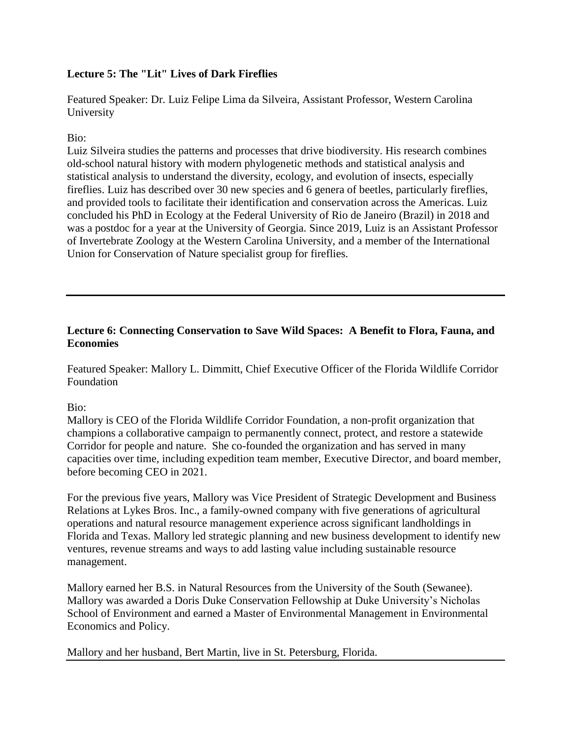**Lecture 5: The "Lit" Lives of Dark Fireflies**

Featured Speaker: Dr. Luiz Felipe Lima da Silveira, Assistant Professor, Western Carolina University

Bio:
Luiz Silveira studies the patterns and processes that drive biodiversity. His research combines old-school natural history with modern phylogenetic methods and statistical analysis and statistical analysis to understand the diversity, ecology, and evolution of insects, especially fireflies. Luiz has described over 30 new species and 6 genera of beetles, particularly fireflies, and provided tools to facilitate their identification and conservation across the Americas. Luiz concluded his PhD in Ecology at the Federal University of Rio de Janeiro (Brazil) in 2018 and was a postdoc for a year at the University of Georgia. Since 2019, Luiz is an Assistant Professor of Invertebrate Zoology at the Western Carolina University, and a member of the International Union for Conservation of Nature specialist group for fireflies.

---

**Lecture 6: Connecting Conservation to Save Wild Spaces: A Benefit to Flora, Fauna, and Economies**

Featured Speaker: Mallory L. Dimmitt, Chief Executive Officer of the Florida Wildlife Corridor Foundation

Bio:
Mallory is CEO of the Florida Wildlife Corridor Foundation, a non-profit organization that champions a collaborative campaign to permanently connect, protect, and restore a statewide Corridor for people and nature. She co-founded the organization and has served in many capacities over time, including expedition team member, Executive Director, and board member, before becoming CEO in 2021.

For the previous five years, Mallory was Vice President of Strategic Development and Business Relations at Lykes Bros. Inc., a family-owned company with five generations of agricultural operations and natural resource management experience across significant landholdings in Florida and Texas. Mallory led strategic planning and new business development to identify new ventures, revenue streams and ways to add lasting value including sustainable resource management.

Mallory earned her B.S. in Natural Resources from the University of the South (Sewanee). Mallory was awarded a Doris Duke Conservation Fellowship at Duke University's Nicholas School of Environment and earned a Master of Environmental Management in Environmental Economics and Policy.

Mallory and her husband, Bert Martin, live in St. Petersburg, Florida.

---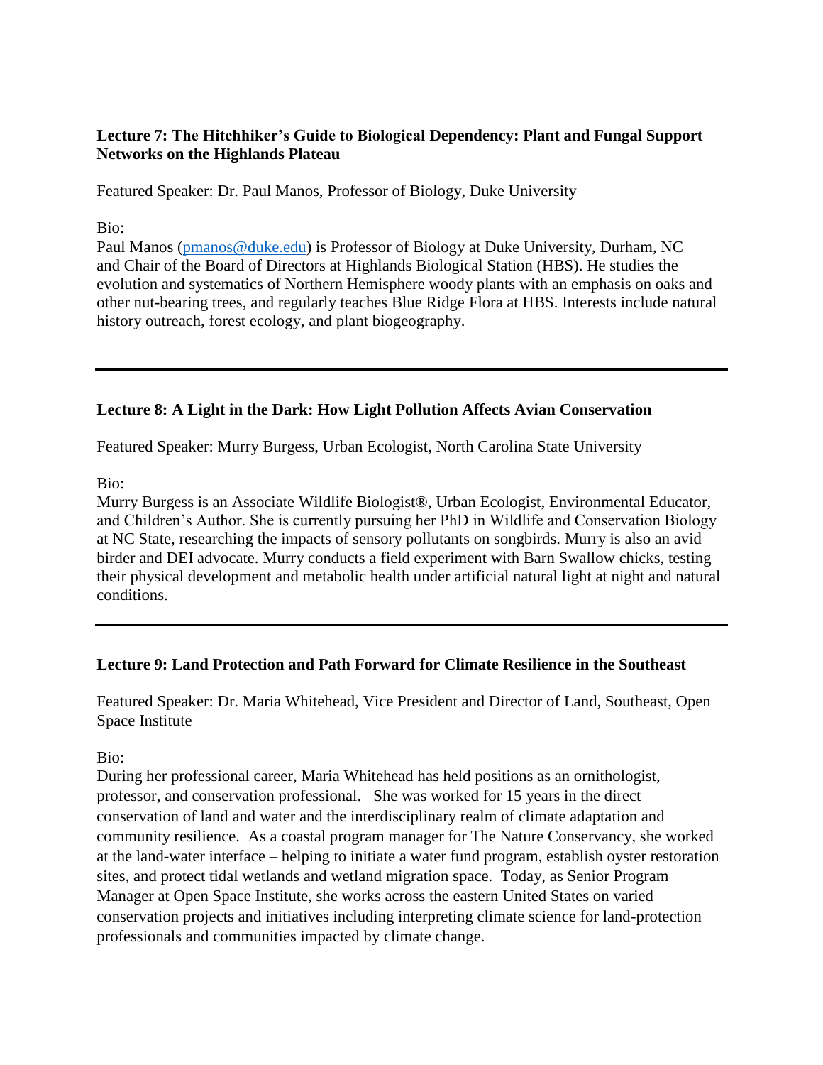**Lecture 7: The Hitchhiker's Guide to Biological Dependency: Plant and Fungal Support Networks on the Highlands Plateau**

Featured Speaker: Dr. Paul Manos, Professor of Biology, Duke University

Bio:
Paul Manos (pmanos@duke.edu) is Professor of Biology at Duke University, Durham, NC and Chair of the Board of Directors at Highlands Biological Station (HBS). He studies the evolution and systematics of Northern Hemisphere woody plants with an emphasis on oaks and other nut-bearing trees, and regularly teaches Blue Ridge Flora at HBS. Interests include natural history outreach, forest ecology, and plant biogeography.

---

**Lecture 8: A Light in the Dark: How Light Pollution Affects Avian Conservation**

Featured Speaker: Murry Burgess, Urban Ecologist, North Carolina State University

Bio:
Murry Burgess is an Associate Wildlife Biologist®, Urban Ecologist, Environmental Educator, and Children's Author. She is currently pursuing her PhD in Wildlife and Conservation Biology at NC State, researching the impacts of sensory pollutants on songbirds. Murry is also an avid birder and DEI advocate. Murry conducts a field experiment with Barn Swallow chicks, testing their physical development and metabolic health under artificial natural light at night and natural conditions.

---

**Lecture 9: Land Protection and Path Forward for Climate Resilience in the Southeast**

Featured Speaker: Dr. Maria Whitehead, Vice President and Director of Land, Southeast, Open Space Institute

Bio:
During her professional career, Maria Whitehead has held positions as an ornithologist, professor, and conservation professional. She was worked for 15 years in the direct conservation of land and water and the interdisciplinary realm of climate adaptation and community resilience. As a coastal program manager for The Nature Conservancy, she worked at the land-water interface – helping to initiate a water fund program, establish oyster restoration sites, and protect tidal wetlands and wetland migration space. Today, as Senior Program Manager at Open Space Institute, she works across the eastern United States on varied conservation projects and initiatives including interpreting climate science for land-protection professionals and communities impacted by climate change.